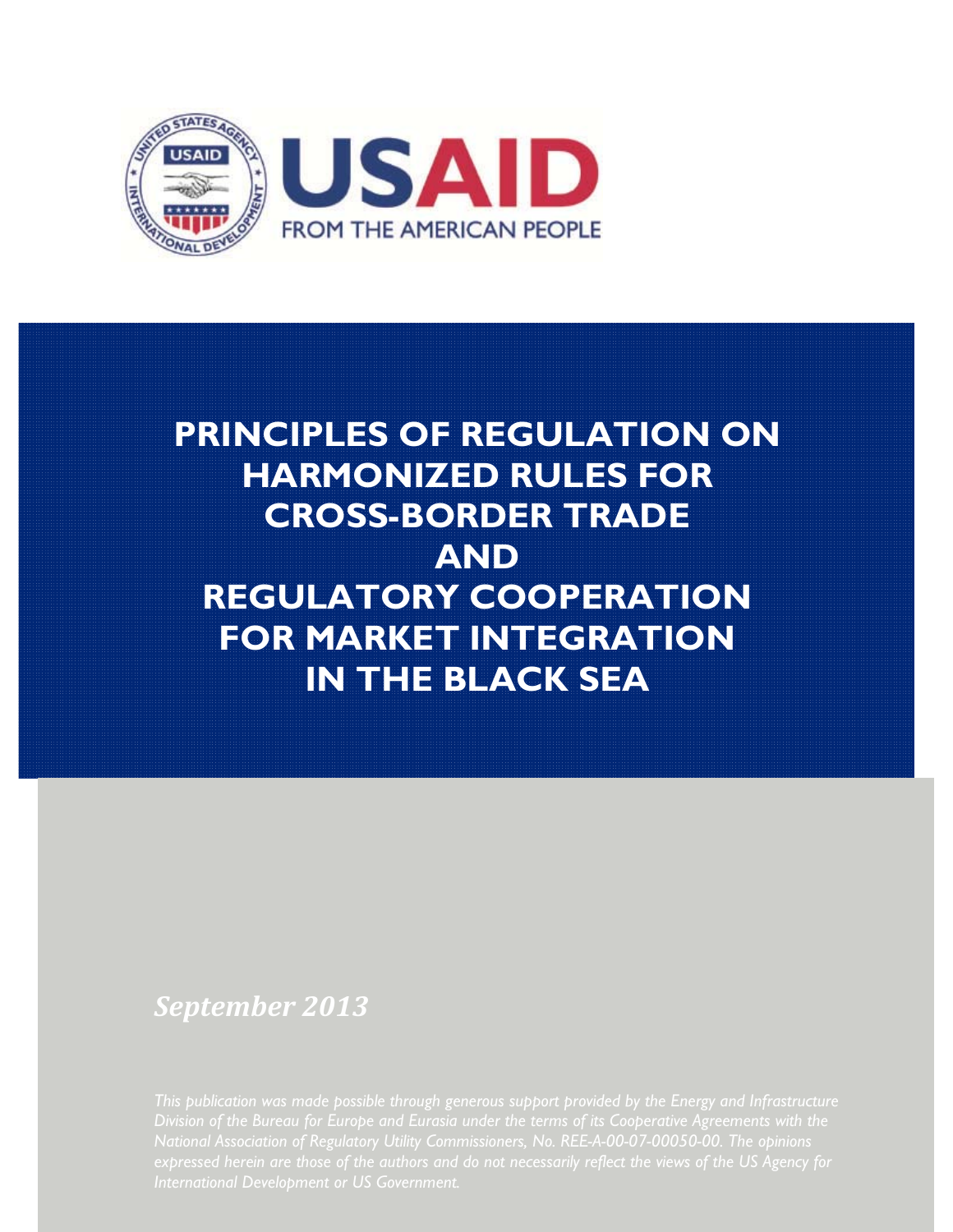USAID

FROM THE AMERICAN PEOPLE

# PRINCIPLES OF REGULATION ON HARMONIZED RULES FOR CROSS-BORDER TRADE AND REGULATORY COOPERATION FOR MARKET INTEGRATION IN THE BLACK SEA

*September 2013*

*This publication was made possible through generous support provided by the Energy and Infrastructure Division of the Bureau for Europe and Eurasia under the terms of its Cooperative Agreements with the National Association of Regulatory Utility Commissioners, No. REE-A-00-07-00050-00. The opinions expressed herein are those of the authors and do not necessarily reflect the views of the US Agency for International Development or US Government.*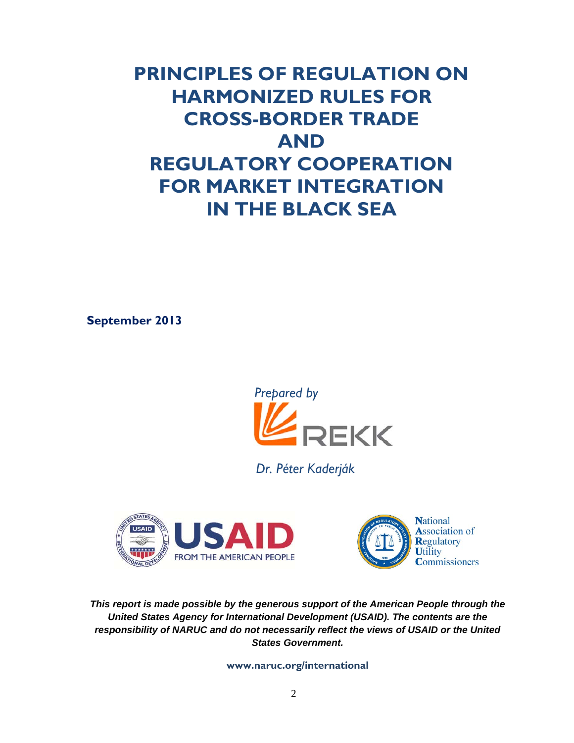# PRINCIPLES OF REGULATION ON HARMONIZED RULES FOR CROSS-BORDER TRADE AND REGULATORY COOPERATION FOR MARKET INTEGRATION IN THE BLACK SEA

**September 2013**

*Prepared by*

REKK

*Dr. Péter Kaderják*

USAID FROM THE AMERICAN PEOPLE

National Association of Regulatory Utility Commissioners

***This report is made possible by the generous support of the American People through the United States Agency for International Development (USAID). The contents are the responsibility of NARUC and do not necessarily reflect the views of USAID or the United States Government.***

**www.naruc.org/international**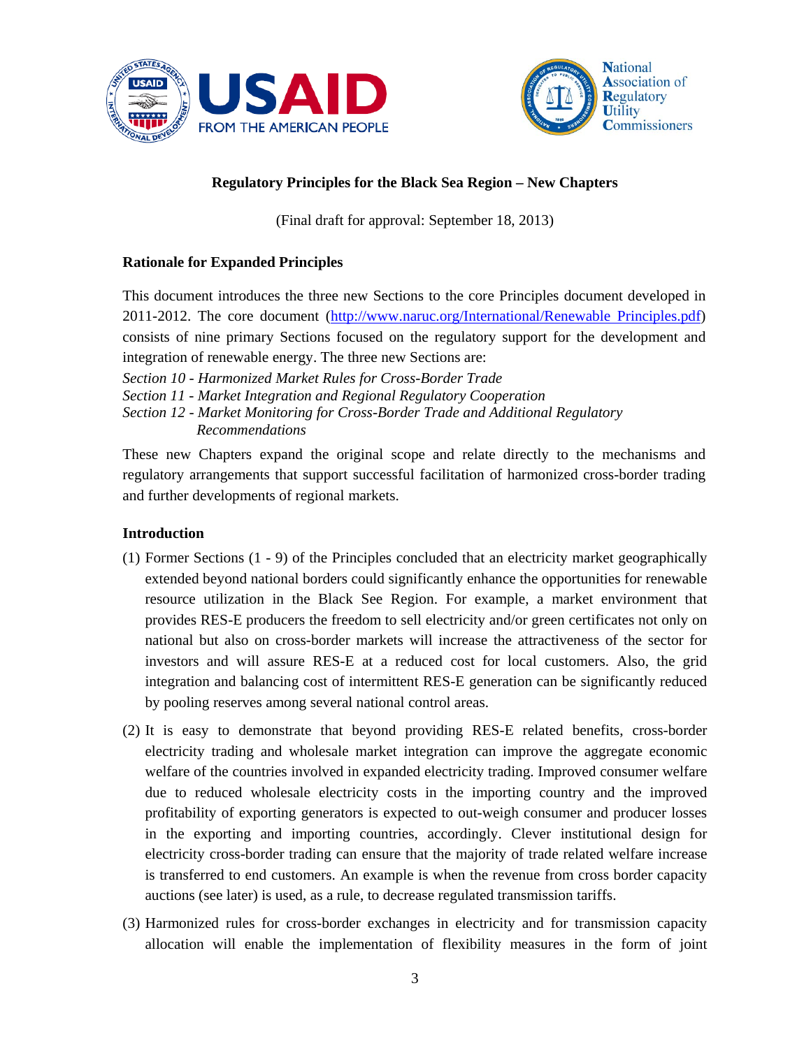**Regulatory Principles for the Black Sea Region – New Chapters**

(Final draft for approval: September 18, 2013)

**Rationale for Expanded Principles**

This document introduces the three new Sections to the core Principles document developed in 2011-2012. The core document (http://www.naruc.org/International/Renewable_Principles.pdf) consists of nine primary Sections focused on the regulatory support for the development and integration of renewable energy. The three new Sections are:

*Section 10 - Harmonized Market Rules for Cross-Border Trade*
*Section 11 - Market Integration and Regional Regulatory Cooperation*
*Section 12 - Market Monitoring for Cross-Border Trade and Additional Regulatory Recommendations*

These new Chapters expand the original scope and relate directly to the mechanisms and regulatory arrangements that support successful facilitation of harmonized cross-border trading and further developments of regional markets.

**Introduction**

(1) Former Sections (1 - 9) of the Principles concluded that an electricity market geographically extended beyond national borders could significantly enhance the opportunities for renewable resource utilization in the Black See Region. For example, a market environment that provides RES-E producers the freedom to sell electricity and/or green certificates not only on national but also on cross-border markets will increase the attractiveness of the sector for investors and will assure RES-E at a reduced cost for local customers. Also, the grid integration and balancing cost of intermittent RES-E generation can be significantly reduced by pooling reserves among several national control areas.

(2) It is easy to demonstrate that beyond providing RES-E related benefits, cross-border electricity trading and wholesale market integration can improve the aggregate economic welfare of the countries involved in expanded electricity trading. Improved consumer welfare due to reduced wholesale electricity costs in the importing country and the improved profitability of exporting generators is expected to out-weigh consumer and producer losses in the exporting and importing countries, accordingly. Clever institutional design for electricity cross-border trading can ensure that the majority of trade related welfare increase is transferred to end customers. An example is when the revenue from cross border capacity auctions (see later) is used, as a rule, to decrease regulated transmission tariffs.

(3) Harmonized rules for cross-border exchanges in electricity and for transmission capacity allocation will enable the implementation of flexibility measures in the form of joint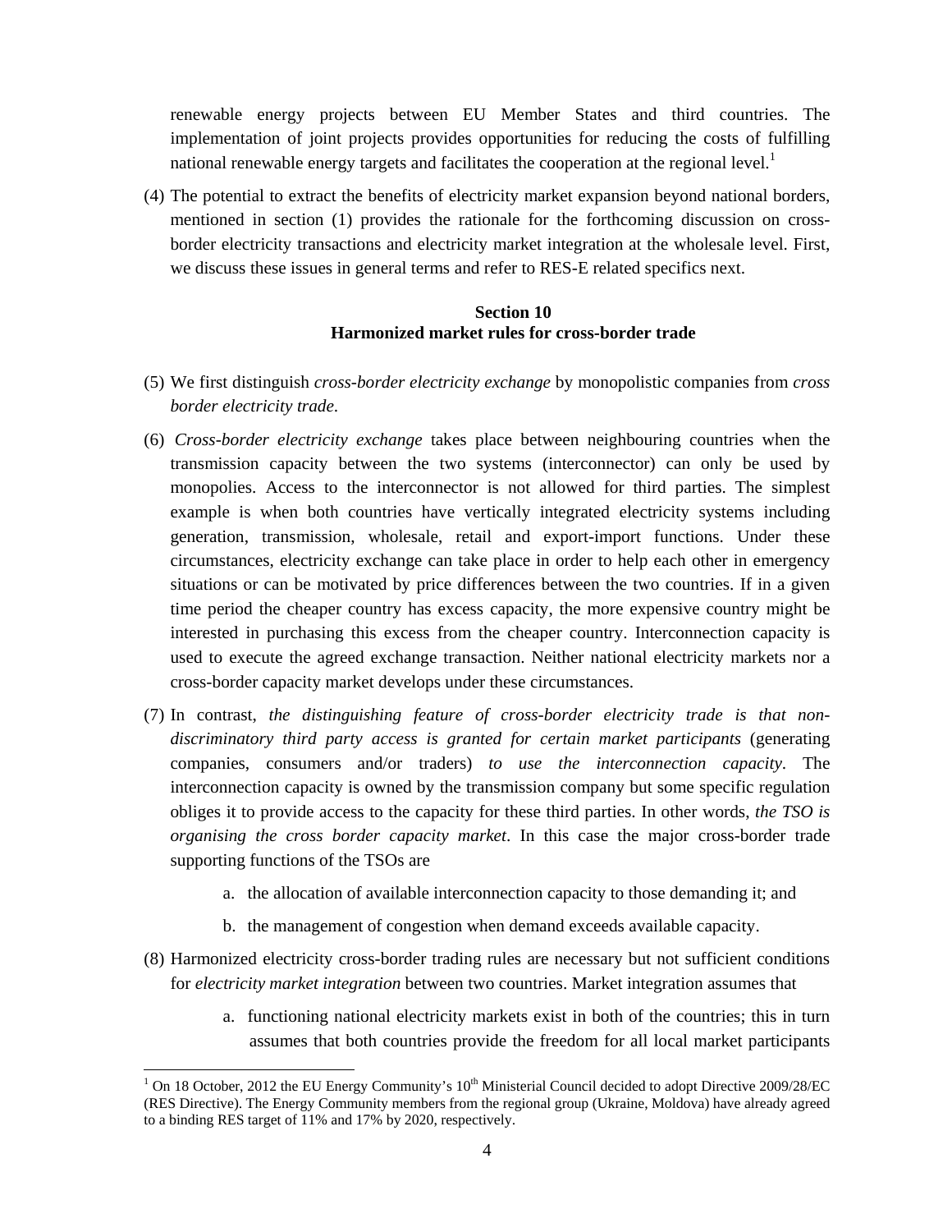renewable energy projects between EU Member States and third countries. The implementation of joint projects provides opportunities for reducing the costs of fulfilling national renewable energy targets and facilitates the cooperation at the regional level.[1]

(4) The potential to extract the benefits of electricity market expansion beyond national borders, mentioned in section (1) provides the rationale for the forthcoming discussion on cross-border electricity transactions and electricity market integration at the wholesale level. First, we discuss these issues in general terms and refer to RES-E related specifics next.

## Section 10
## Harmonized market rules for cross-border trade

(5) We first distinguish *cross-border electricity exchange* by monopolistic companies from *cross border electricity trade*.

(6) *Cross-border electricity exchange* takes place between neighbouring countries when the transmission capacity between the two systems (interconnector) can only be used by monopolies. Access to the interconnector is not allowed for third parties. The simplest example is when both countries have vertically integrated electricity systems including generation, transmission, wholesale, retail and export-import functions. Under these circumstances, electricity exchange can take place in order to help each other in emergency situations or can be motivated by price differences between the two countries. If in a given time period the cheaper country has excess capacity, the more expensive country might be interested in purchasing this excess from the cheaper country. Interconnection capacity is used to execute the agreed exchange transaction. Neither national electricity markets nor a cross-border capacity market develops under these circumstances.

(7) In contrast, *the distinguishing feature of cross-border electricity trade is that non-discriminatory third party access is granted for certain market participants* (generating companies, consumers and/or traders) *to use the interconnection capacity*. The interconnection capacity is owned by the transmission company but some specific regulation obliges it to provide access to the capacity for these third parties. In other words, *the TSO is organising the cross border capacity market*. In this case the major cross-border trade supporting functions of the TSOs are

   a. the allocation of available interconnection capacity to those demanding it; and

   b. the management of congestion when demand exceeds available capacity.

(8) Harmonized electricity cross-border trading rules are necessary but not sufficient conditions for *electricity market integration* between two countries. Market integration assumes that

   a. functioning national electricity markets exist in both of the countries; this in turn assumes that both countries provide the freedom for all local market participants

[1] On 18 October, 2012 the EU Energy Community's 10th Ministerial Council decided to adopt Directive 2009/28/EC (RES Directive). The Energy Community members from the regional group (Ukraine, Moldova) have already agreed to a binding RES target of 11% and 17% by 2020, respectively.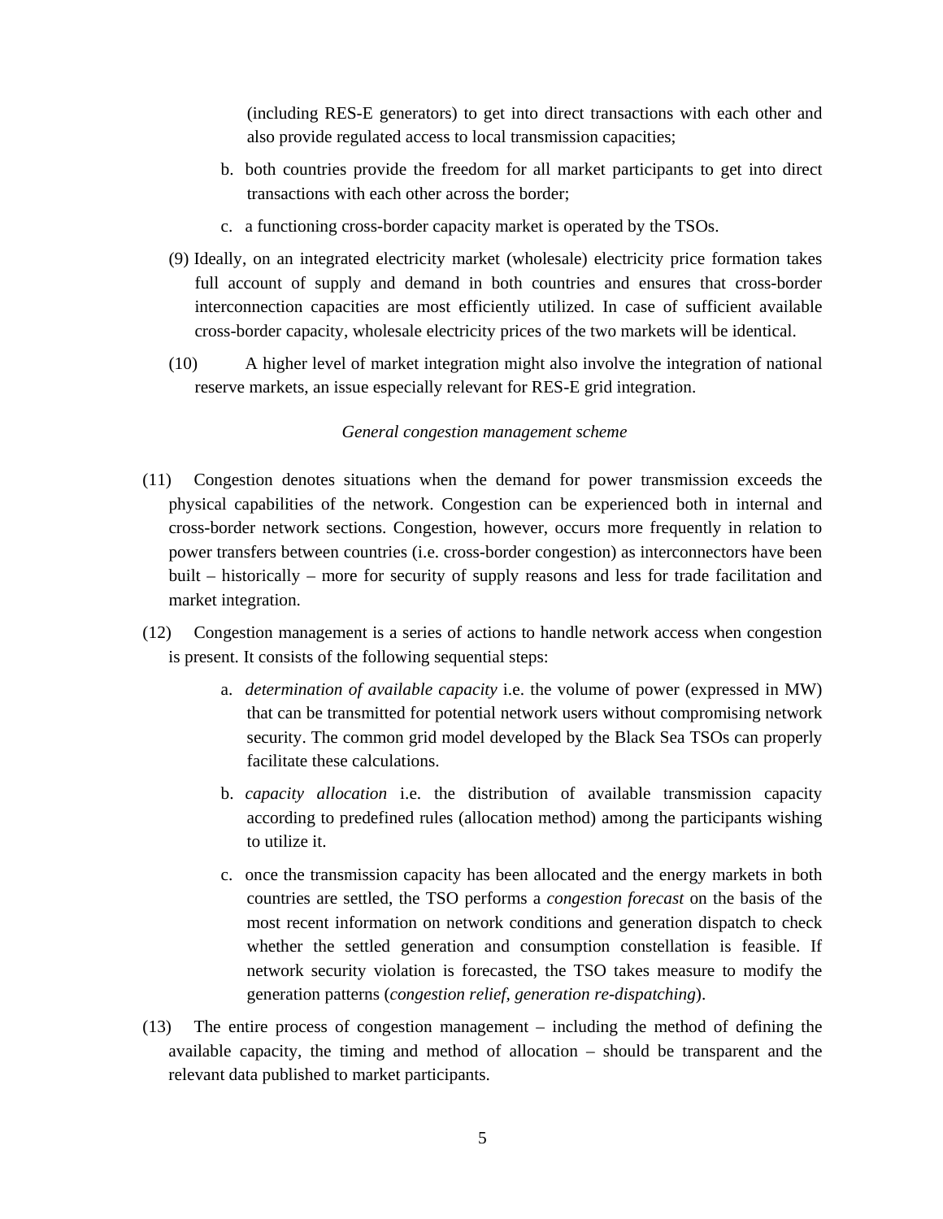(including RES-E generators) to get into direct transactions with each other and also provide regulated access to local transmission capacities;

b. both countries provide the freedom for all market participants to get into direct transactions with each other across the border;

c. a functioning cross-border capacity market is operated by the TSOs.

(9) Ideally, on an integrated electricity market (wholesale) electricity price formation takes full account of supply and demand in both countries and ensures that cross-border interconnection capacities are most efficiently utilized. In case of sufficient available cross-border capacity, wholesale electricity prices of the two markets will be identical.

(10) A higher level of market integration might also involve the integration of national reserve markets, an issue especially relevant for RES-E grid integration.

*General congestion management scheme*

(11) Congestion denotes situations when the demand for power transmission exceeds the physical capabilities of the network. Congestion can be experienced both in internal and cross-border network sections. Congestion, however, occurs more frequently in relation to power transfers between countries (i.e. cross-border congestion) as interconnectors have been built – historically – more for security of supply reasons and less for trade facilitation and market integration.

(12) Congestion management is a series of actions to handle network access when congestion is present. It consists of the following sequential steps:

a. *determination of available capacity* i.e. the volume of power (expressed in MW) that can be transmitted for potential network users without compromising network security. The common grid model developed by the Black Sea TSOs can properly facilitate these calculations.

b. *capacity allocation* i.e. the distribution of available transmission capacity according to predefined rules (allocation method) among the participants wishing to utilize it.

c. once the transmission capacity has been allocated and the energy markets in both countries are settled, the TSO performs a *congestion forecast* on the basis of the most recent information on network conditions and generation dispatch to check whether the settled generation and consumption constellation is feasible. If network security violation is forecasted, the TSO takes measure to modify the generation patterns (*congestion relief, generation re-dispatching*).

(13) The entire process of congestion management – including the method of defining the available capacity, the timing and method of allocation – should be transparent and the relevant data published to market participants.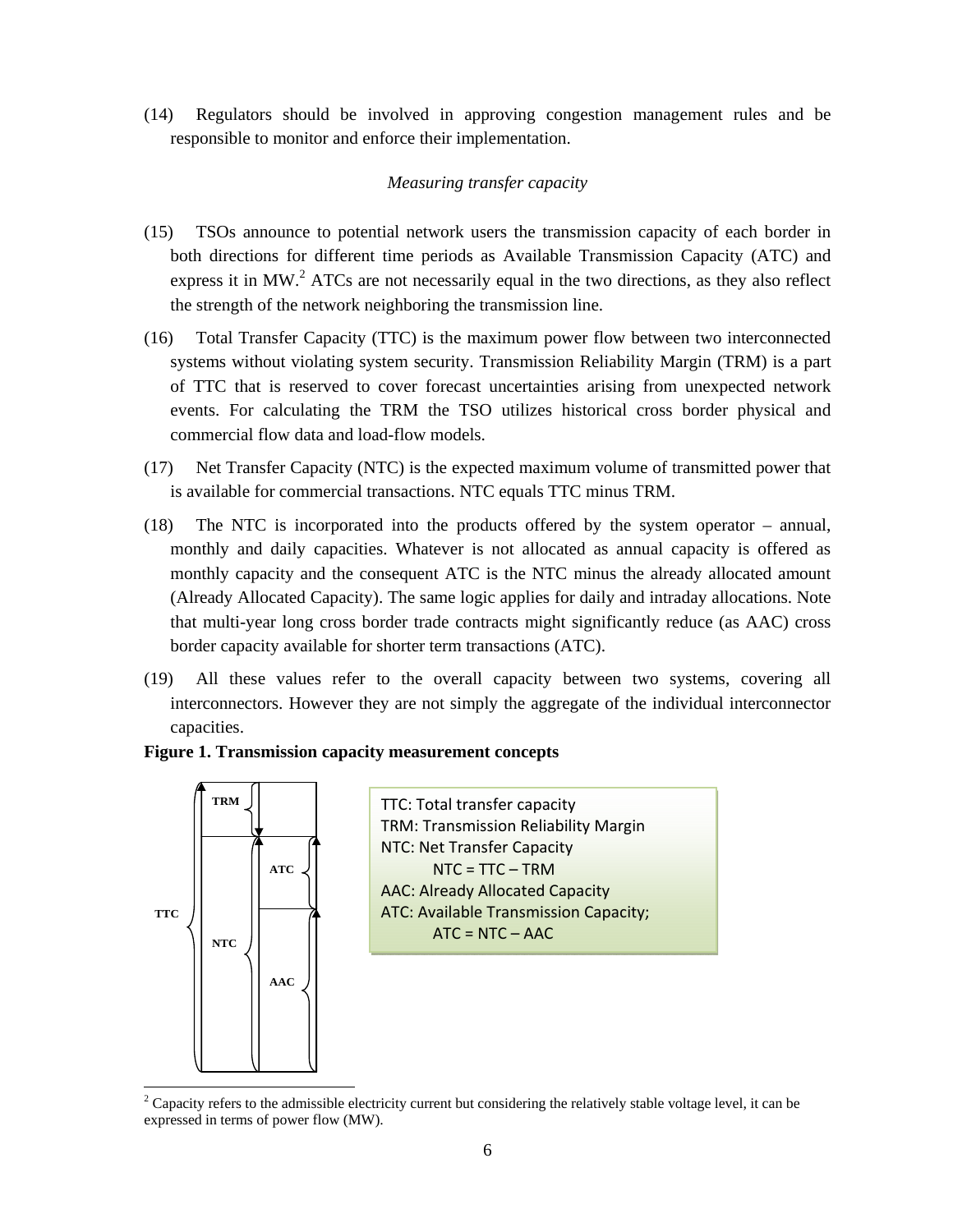(14) Regulators should be involved in approving congestion management rules and be responsible to monitor and enforce their implementation.

*Measuring transfer capacity*

(15) TSOs announce to potential network users the transmission capacity of each border in both directions for different time periods as Available Transmission Capacity (ATC) and express it in MW.[2] ATCs are not necessarily equal in the two directions, as they also reflect the strength of the network neighboring the transmission line.

(16) Total Transfer Capacity (TTC) is the maximum power flow between two interconnected systems without violating system security. Transmission Reliability Margin (TRM) is a part of TTC that is reserved to cover forecast uncertainties arising from unexpected network events. For calculating the TRM the TSO utilizes historical cross border physical and commercial flow data and load-flow models.

(17) Net Transfer Capacity (NTC) is the expected maximum volume of transmitted power that is available for commercial transactions. NTC equals TTC minus TRM.

(18) The NTC is incorporated into the products offered by the system operator – annual, monthly and daily capacities. Whatever is not allocated as annual capacity is offered as monthly capacity and the consequent ATC is the NTC minus the already allocated amount (Already Allocated Capacity). The same logic applies for daily and intraday allocations. Note that multi-year long cross border trade contracts might significantly reduce (as AAC) cross border capacity available for shorter term transactions (ATC).

(19) All these values refer to the overall capacity between two systems, covering all interconnectors. However they are not simply the aggregate of the individual interconnector capacities.

**Figure 1. Transmission capacity measurement concepts**

TTC: Total transfer capacity
TRM: Transmission Reliability Margin
NTC: Net Transfer Capacity
NTC = TTC – TRM
AAC: Already Allocated Capacity
ATC: Available Transmission Capacity;
ATC = NTC – AAC

[2] Capacity refers to the admissible electricity current but considering the relatively stable voltage level, it can be expressed in terms of power flow (MW).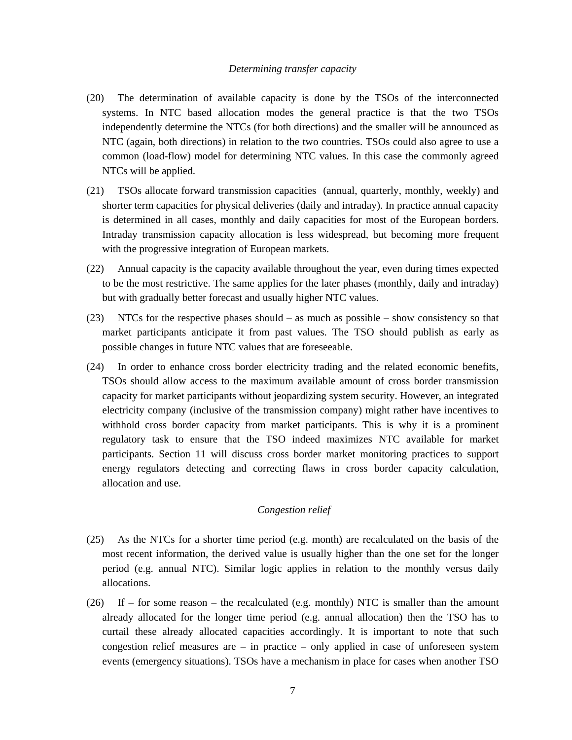*Determining transfer capacity*

(20) The determination of available capacity is done by the TSOs of the interconnected systems. In NTC based allocation modes the general practice is that the two TSOs independently determine the NTCs (for both directions) and the smaller will be announced as NTC (again, both directions) in relation to the two countries. TSOs could also agree to use a common (load-flow) model for determining NTC values. In this case the commonly agreed NTCs will be applied.

(21) TSOs allocate forward transmission capacities (annual, quarterly, monthly, weekly) and shorter term capacities for physical deliveries (daily and intraday). In practice annual capacity is determined in all cases, monthly and daily capacities for most of the European borders. Intraday transmission capacity allocation is less widespread, but becoming more frequent with the progressive integration of European markets.

(22) Annual capacity is the capacity available throughout the year, even during times expected to be the most restrictive. The same applies for the later phases (monthly, daily and intraday) but with gradually better forecast and usually higher NTC values.

(23) NTCs for the respective phases should – as much as possible – show consistency so that market participants anticipate it from past values. The TSO should publish as early as possible changes in future NTC values that are foreseeable.

(24) In order to enhance cross border electricity trading and the related economic benefits, TSOs should allow access to the maximum available amount of cross border transmission capacity for market participants without jeopardizing system security. However, an integrated electricity company (inclusive of the transmission company) might rather have incentives to withhold cross border capacity from market participants. This is why it is a prominent regulatory task to ensure that the TSO indeed maximizes NTC available for market participants. Section 11 will discuss cross border market monitoring practices to support energy regulators detecting and correcting flaws in cross border capacity calculation, allocation and use.

*Congestion relief*

(25) As the NTCs for a shorter time period (e.g. month) are recalculated on the basis of the most recent information, the derived value is usually higher than the one set for the longer period (e.g. annual NTC). Similar logic applies in relation to the monthly versus daily allocations.

(26) If – for some reason – the recalculated (e.g. monthly) NTC is smaller than the amount already allocated for the longer time period (e.g. annual allocation) then the TSO has to curtail these already allocated capacities accordingly. It is important to note that such congestion relief measures are – in practice – only applied in case of unforeseen system events (emergency situations). TSOs have a mechanism in place for cases when another TSO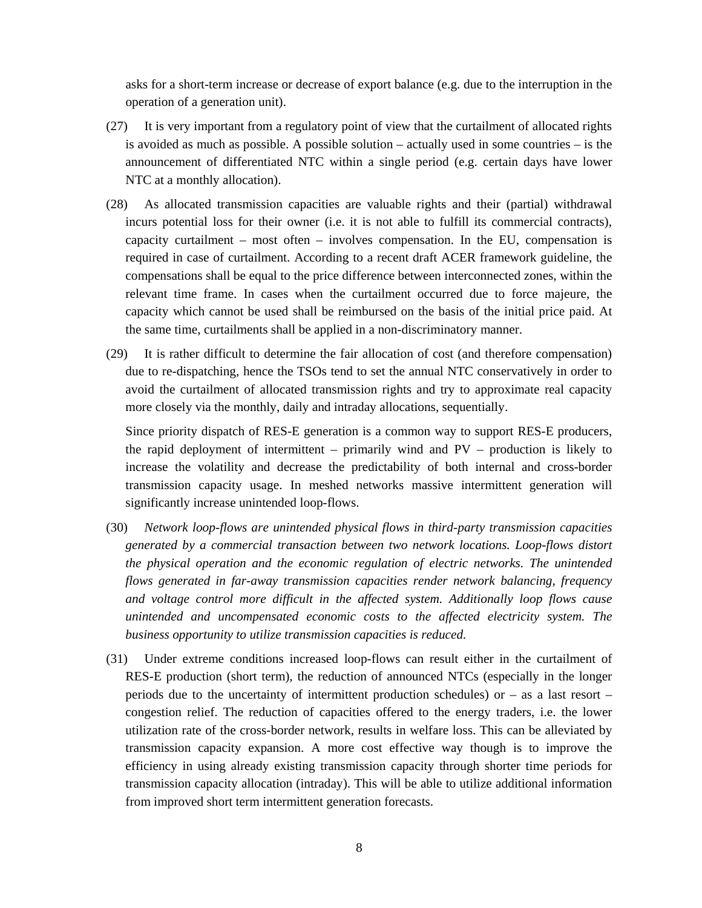asks for a short-term increase or decrease of export balance (e.g. due to the interruption in the operation of a generation unit).

(27) It is very important from a regulatory point of view that the curtailment of allocated rights is avoided as much as possible. A possible solution – actually used in some countries – is the announcement of differentiated NTC within a single period (e.g. certain days have lower NTC at a monthly allocation).

(28) As allocated transmission capacities are valuable rights and their (partial) withdrawal incurs potential loss for their owner (i.e. it is not able to fulfill its commercial contracts), capacity curtailment – most often – involves compensation. In the EU, compensation is required in case of curtailment. According to a recent draft ACER framework guideline, the compensations shall be equal to the price difference between interconnected zones, within the relevant time frame. In cases when the curtailment occurred due to force majeure, the capacity which cannot be used shall be reimbursed on the basis of the initial price paid. At the same time, curtailments shall be applied in a non-discriminatory manner.

(29) It is rather difficult to determine the fair allocation of cost (and therefore compensation) due to re-dispatching, hence the TSOs tend to set the annual NTC conservatively in order to avoid the curtailment of allocated transmission rights and try to approximate real capacity more closely via the monthly, daily and intraday allocations, sequentially.

Since priority dispatch of RES-E generation is a common way to support RES-E producers, the rapid deployment of intermittent – primarily wind and PV – production is likely to increase the volatility and decrease the predictability of both internal and cross-border transmission capacity usage. In meshed networks massive intermittent generation will significantly increase unintended loop-flows.

(30) *Network loop-flows are unintended physical flows in third-party transmission capacities generated by a commercial transaction between two network locations. Loop-flows distort the physical operation and the economic regulation of electric networks. The unintended flows generated in far-away transmission capacities render network balancing, frequency and voltage control more difficult in the affected system. Additionally loop flows cause unintended and uncompensated economic costs to the affected electricity system. The business opportunity to utilize transmission capacities is reduced.*

(31) Under extreme conditions increased loop-flows can result either in the curtailment of RES-E production (short term), the reduction of announced NTCs (especially in the longer periods due to the uncertainty of intermittent production schedules) or – as a last resort – congestion relief. The reduction of capacities offered to the energy traders, i.e. the lower utilization rate of the cross-border network, results in welfare loss. This can be alleviated by transmission capacity expansion. A more cost effective way though is to improve the efficiency in using already existing transmission capacity through shorter time periods for transmission capacity allocation (intraday). This will be able to utilize additional information from improved short term intermittent generation forecasts.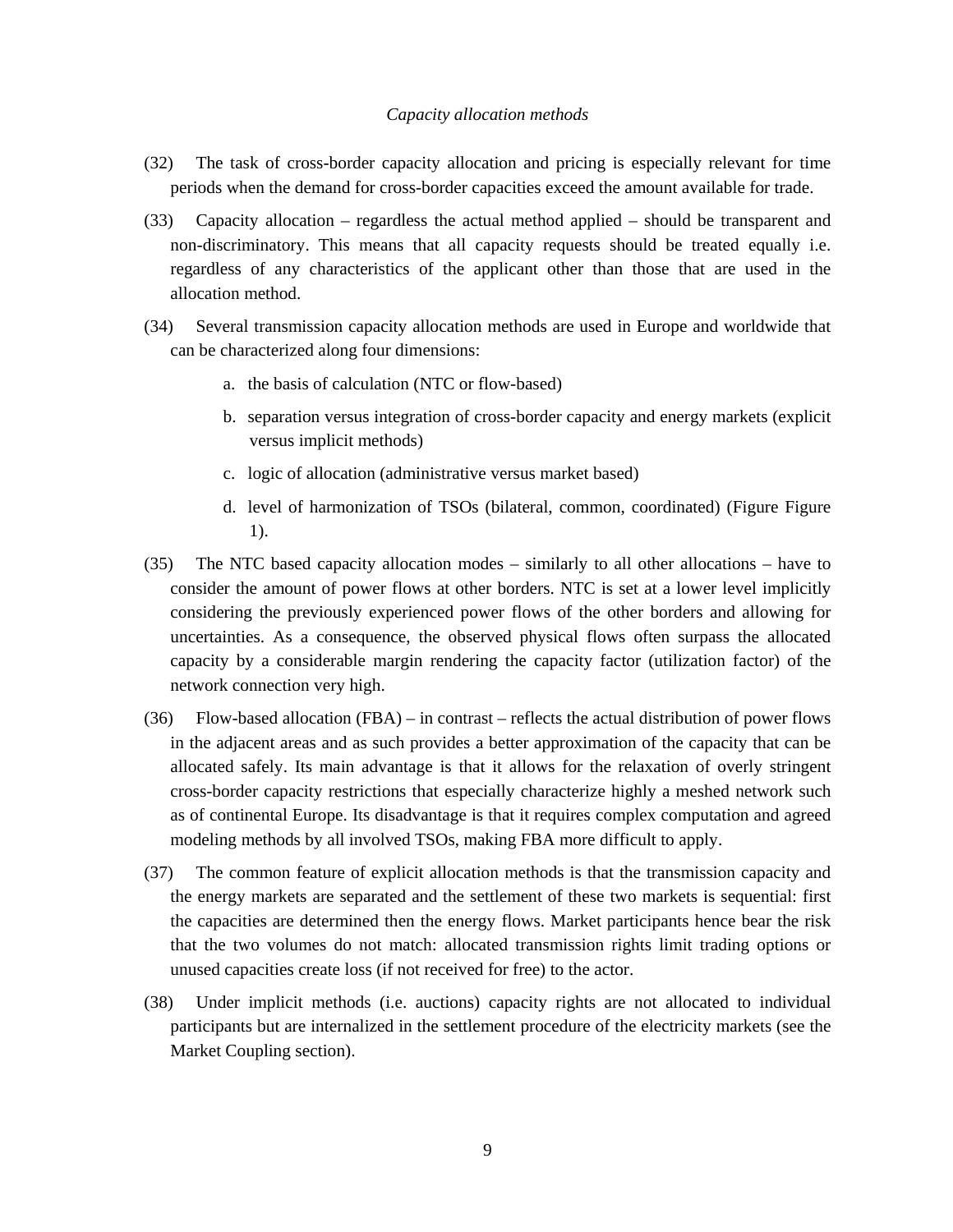*Capacity allocation methods*

(32) The task of cross-border capacity allocation and pricing is especially relevant for time periods when the demand for cross-border capacities exceed the amount available for trade.

(33) Capacity allocation – regardless the actual method applied – should be transparent and non-discriminatory. This means that all capacity requests should be treated equally i.e. regardless of any characteristics of the applicant other than those that are used in the allocation method.

(34) Several transmission capacity allocation methods are used in Europe and worldwide that can be characterized along four dimensions:

a. the basis of calculation (NTC or flow-based)

b. separation versus integration of cross-border capacity and energy markets (explicit versus implicit methods)

c. logic of allocation (administrative versus market based)

d. level of harmonization of TSOs (bilateral, common, coordinated) (Figure Figure 1).

(35) The NTC based capacity allocation modes – similarly to all other allocations – have to consider the amount of power flows at other borders. NTC is set at a lower level implicitly considering the previously experienced power flows of the other borders and allowing for uncertainties. As a consequence, the observed physical flows often surpass the allocated capacity by a considerable margin rendering the capacity factor (utilization factor) of the network connection very high.

(36) Flow-based allocation (FBA) – in contrast – reflects the actual distribution of power flows in the adjacent areas and as such provides a better approximation of the capacity that can be allocated safely. Its main advantage is that it allows for the relaxation of overly stringent cross-border capacity restrictions that especially characterize highly a meshed network such as of continental Europe. Its disadvantage is that it requires complex computation and agreed modeling methods by all involved TSOs, making FBA more difficult to apply.

(37) The common feature of explicit allocation methods is that the transmission capacity and the energy markets are separated and the settlement of these two markets is sequential: first the capacities are determined then the energy flows. Market participants hence bear the risk that the two volumes do not match: allocated transmission rights limit trading options or unused capacities create loss (if not received for free) to the actor.

(38) Under implicit methods (i.e. auctions) capacity rights are not allocated to individual participants but are internalized in the settlement procedure of the electricity markets (see the Market Coupling section).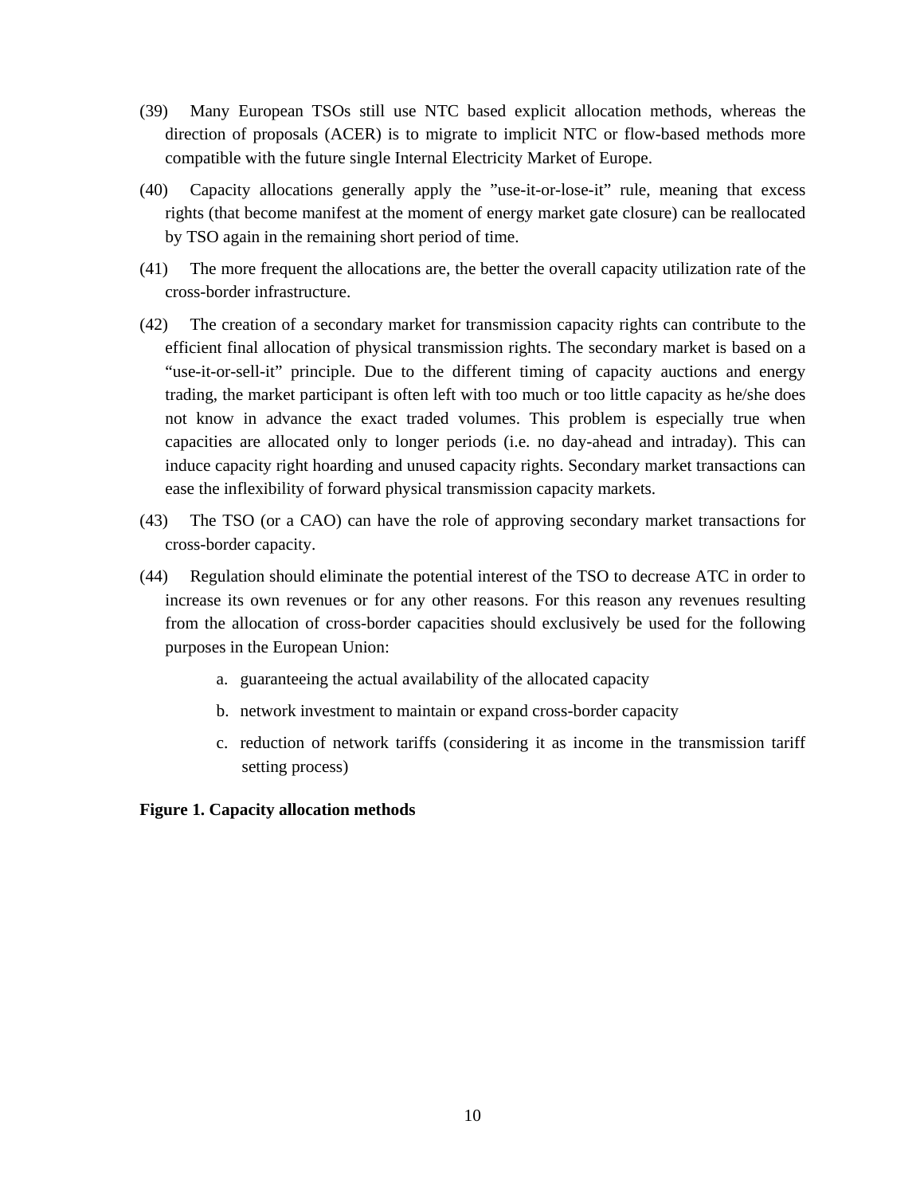(39) Many European TSOs still use NTC based explicit allocation methods, whereas the direction of proposals (ACER) is to migrate to implicit NTC or flow-based methods more compatible with the future single Internal Electricity Market of Europe.

(40) Capacity allocations generally apply the ”use-it-or-lose-it” rule, meaning that excess rights (that become manifest at the moment of energy market gate closure) can be reallocated by TSO again in the remaining short period of time.

(41) The more frequent the allocations are, the better the overall capacity utilization rate of the cross-border infrastructure.

(42) The creation of a secondary market for transmission capacity rights can contribute to the efficient final allocation of physical transmission rights. The secondary market is based on a “use-it-or-sell-it” principle. Due to the different timing of capacity auctions and energy trading, the market participant is often left with too much or too little capacity as he/she does not know in advance the exact traded volumes. This problem is especially true when capacities are allocated only to longer periods (i.e. no day-ahead and intraday). This can induce capacity right hoarding and unused capacity rights. Secondary market transactions can ease the inflexibility of forward physical transmission capacity markets.

(43) The TSO (or a CAO) can have the role of approving secondary market transactions for cross-border capacity.

(44) Regulation should eliminate the potential interest of the TSO to decrease ATC in order to increase its own revenues or for any other reasons. For this reason any revenues resulting from the allocation of cross-border capacities should exclusively be used for the following purposes in the European Union:

   a. guaranteeing the actual availability of the allocated capacity
   b. network investment to maintain or expand cross-border capacity
   c. reduction of network tariffs (considering it as income in the transmission tariff setting process)

**Figure 1. Capacity allocation methods**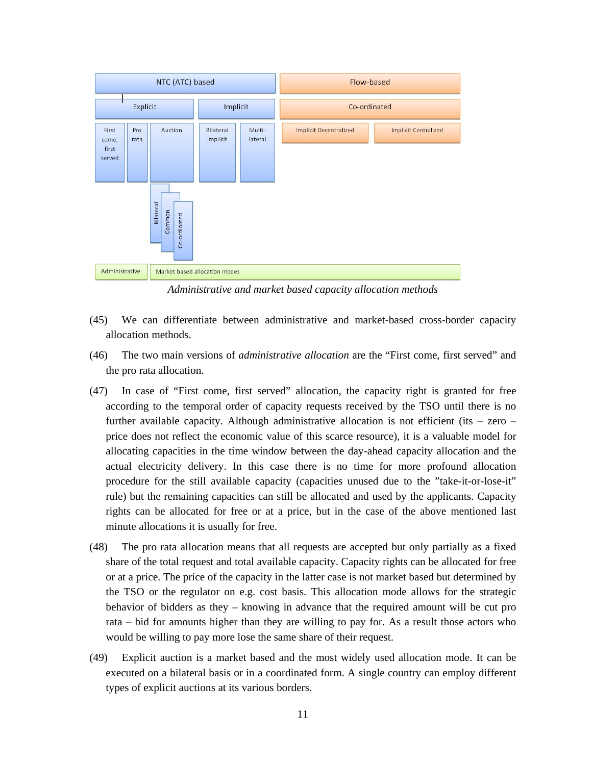| NTC (ATC) based | | | | | Flow-based | |
|---|---|---|---|---|---|---|
| Explicit | | | Implicit | | Co-ordinated | |
| First come, first served | Pro rata | Auction (Bilateral, Common, Co-ordinated) | Bilateral implicit | Multi-lateral | Implicit Decentralized | Implicit Centralized |
| Administrative | | Market based allocation modes | | | | |

*Administrative and market based capacity allocation methods*

(45) We can differentiate between administrative and market-based cross-border capacity allocation methods.

(46) The two main versions of *administrative allocation* are the "First come, first served" and the pro rata allocation.

(47) In case of "First come, first served" allocation, the capacity right is granted for free according to the temporal order of capacity requests received by the TSO until there is no further available capacity. Although administrative allocation is not efficient (its – zero – price does not reflect the economic value of this scarce resource), it is a valuable model for allocating capacities in the time window between the day-ahead capacity allocation and the actual electricity delivery. In this case there is no time for more profound allocation procedure for the still available capacity (capacities unused due to the "take-it-or-lose-it" rule) but the remaining capacities can still be allocated and used by the applicants. Capacity rights can be allocated for free or at a price, but in the case of the above mentioned last minute allocations it is usually for free.

(48) The pro rata allocation means that all requests are accepted but only partially as a fixed share of the total request and total available capacity. Capacity rights can be allocated for free or at a price. The price of the capacity in the latter case is not market based but determined by the TSO or the regulator on e.g. cost basis. This allocation mode allows for the strategic behavior of bidders as they – knowing in advance that the required amount will be cut pro rata – bid for amounts higher than they are willing to pay for. As a result those actors who would be willing to pay more lose the same share of their request.

(49) Explicit auction is a market based and the most widely used allocation mode. It can be executed on a bilateral basis or in a coordinated form. A single country can employ different types of explicit auctions at its various borders.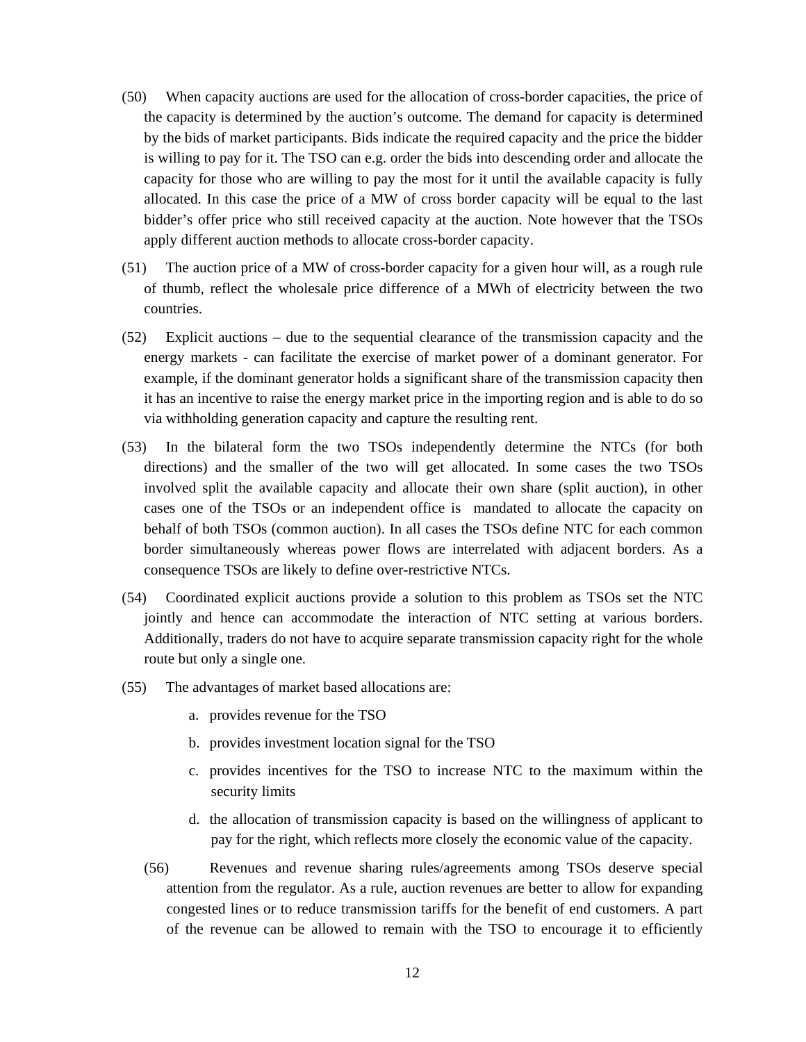(50) When capacity auctions are used for the allocation of cross-border capacities, the price of the capacity is determined by the auction's outcome. The demand for capacity is determined by the bids of market participants. Bids indicate the required capacity and the price the bidder is willing to pay for it. The TSO can e.g. order the bids into descending order and allocate the capacity for those who are willing to pay the most for it until the available capacity is fully allocated. In this case the price of a MW of cross border capacity will be equal to the last bidder's offer price who still received capacity at the auction. Note however that the TSOs apply different auction methods to allocate cross-border capacity.

(51) The auction price of a MW of cross-border capacity for a given hour will, as a rough rule of thumb, reflect the wholesale price difference of a MWh of electricity between the two countries.

(52) Explicit auctions – due to the sequential clearance of the transmission capacity and the energy markets - can facilitate the exercise of market power of a dominant generator. For example, if the dominant generator holds a significant share of the transmission capacity then it has an incentive to raise the energy market price in the importing region and is able to do so via withholding generation capacity and capture the resulting rent.

(53) In the bilateral form the two TSOs independently determine the NTCs (for both directions) and the smaller of the two will get allocated. In some cases the two TSOs involved split the available capacity and allocate their own share (split auction), in other cases one of the TSOs or an independent office is mandated to allocate the capacity on behalf of both TSOs (common auction). In all cases the TSOs define NTC for each common border simultaneously whereas power flows are interrelated with adjacent borders. As a consequence TSOs are likely to define over-restrictive NTCs.

(54) Coordinated explicit auctions provide a solution to this problem as TSOs set the NTC jointly and hence can accommodate the interaction of NTC setting at various borders. Additionally, traders do not have to acquire separate transmission capacity right for the whole route but only a single one.

(55) The advantages of market based allocations are:

a. provides revenue for the TSO

b. provides investment location signal for the TSO

c. provides incentives for the TSO to increase NTC to the maximum within the security limits

d. the allocation of transmission capacity is based on the willingness of applicant to pay for the right, which reflects more closely the economic value of the capacity.

(56) Revenues and revenue sharing rules/agreements among TSOs deserve special attention from the regulator. As a rule, auction revenues are better to allow for expanding congested lines or to reduce transmission tariffs for the benefit of end customers. A part of the revenue can be allowed to remain with the TSO to encourage it to efficiently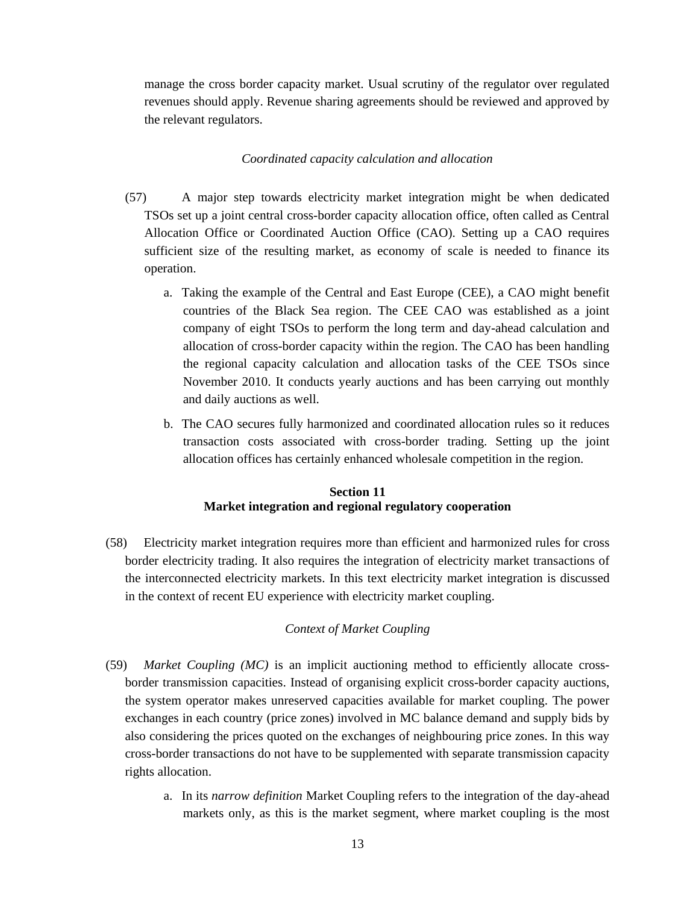manage the cross border capacity market. Usual scrutiny of the regulator over regulated revenues should apply. Revenue sharing agreements should be reviewed and approved by the relevant regulators.

*Coordinated capacity calculation and allocation*

(57) A major step towards electricity market integration might be when dedicated TSOs set up a joint central cross-border capacity allocation office, often called as Central Allocation Office or Coordinated Auction Office (CAO). Setting up a CAO requires sufficient size of the resulting market, as economy of scale is needed to finance its operation.

a. Taking the example of the Central and East Europe (CEE), a CAO might benefit countries of the Black Sea region. The CEE CAO was established as a joint company of eight TSOs to perform the long term and day-ahead calculation and allocation of cross-border capacity within the region. The CAO has been handling the regional capacity calculation and allocation tasks of the CEE TSOs since November 2010. It conducts yearly auctions and has been carrying out monthly and daily auctions as well.

b. The CAO secures fully harmonized and coordinated allocation rules so it reduces transaction costs associated with cross-border trading. Setting up the joint allocation offices has certainly enhanced wholesale competition in the region.

## Section 11
## Market integration and regional regulatory cooperation

(58) Electricity market integration requires more than efficient and harmonized rules for cross border electricity trading. It also requires the integration of electricity market transactions of the interconnected electricity markets. In this text electricity market integration is discussed in the context of recent EU experience with electricity market coupling.

*Context of Market Coupling*

(59) *Market Coupling (MC)* is an implicit auctioning method to efficiently allocate cross-border transmission capacities. Instead of organising explicit cross-border capacity auctions, the system operator makes unreserved capacities available for market coupling. The power exchanges in each country (price zones) involved in MC balance demand and supply bids by also considering the prices quoted on the exchanges of neighbouring price zones. In this way cross-border transactions do not have to be supplemented with separate transmission capacity rights allocation.

a. In its *narrow definition* Market Coupling refers to the integration of the day-ahead markets only, as this is the market segment, where market coupling is the most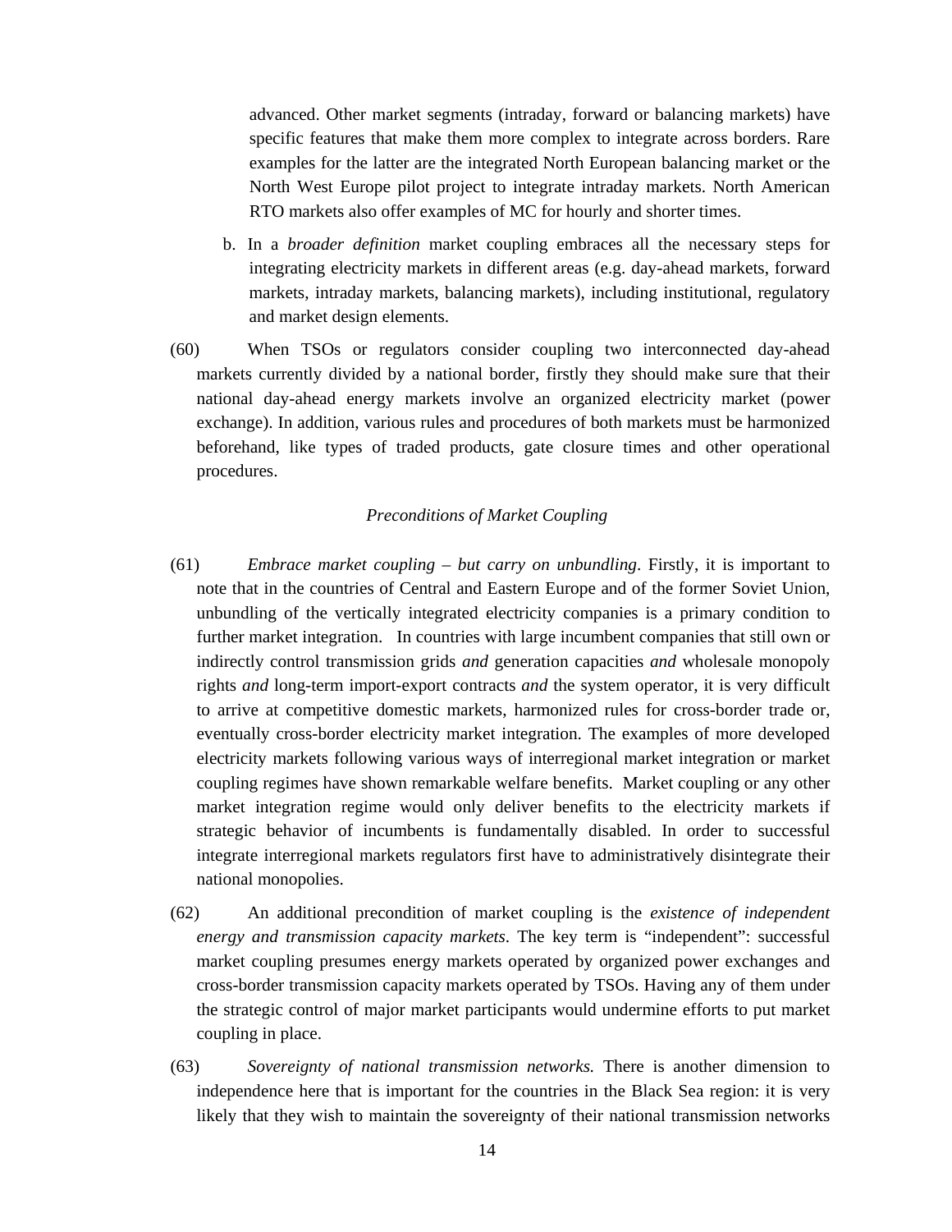advanced. Other market segments (intraday, forward or balancing markets) have specific features that make them more complex to integrate across borders. Rare examples for the latter are the integrated North European balancing market or the North West Europe pilot project to integrate intraday markets. North American RTO markets also offer examples of MC for hourly and shorter times.

b. In a *broader definition* market coupling embraces all the necessary steps for integrating electricity markets in different areas (e.g. day-ahead markets, forward markets, intraday markets, balancing markets), including institutional, regulatory and market design elements.

(60) When TSOs or regulators consider coupling two interconnected day-ahead markets currently divided by a national border, firstly they should make sure that their national day-ahead energy markets involve an organized electricity market (power exchange). In addition, various rules and procedures of both markets must be harmonized beforehand, like types of traded products, gate closure times and other operational procedures.

*Preconditions of Market Coupling*

(61) *Embrace market coupling – but carry on unbundling*. Firstly, it is important to note that in the countries of Central and Eastern Europe and of the former Soviet Union, unbundling of the vertically integrated electricity companies is a primary condition to further market integration. In countries with large incumbent companies that still own or indirectly control transmission grids *and* generation capacities *and* wholesale monopoly rights *and* long-term import-export contracts *and* the system operator, it is very difficult to arrive at competitive domestic markets, harmonized rules for cross-border trade or, eventually cross-border electricity market integration. The examples of more developed electricity markets following various ways of interregional market integration or market coupling regimes have shown remarkable welfare benefits. Market coupling or any other market integration regime would only deliver benefits to the electricity markets if strategic behavior of incumbents is fundamentally disabled. In order to successful integrate interregional markets regulators first have to administratively disintegrate their national monopolies.

(62) An additional precondition of market coupling is the *existence of independent energy and transmission capacity markets*. The key term is "independent": successful market coupling presumes energy markets operated by organized power exchanges and cross-border transmission capacity markets operated by TSOs. Having any of them under the strategic control of major market participants would undermine efforts to put market coupling in place.

(63) *Sovereignty of national transmission networks.* There is another dimension to independence here that is important for the countries in the Black Sea region: it is very likely that they wish to maintain the sovereignty of their national transmission networks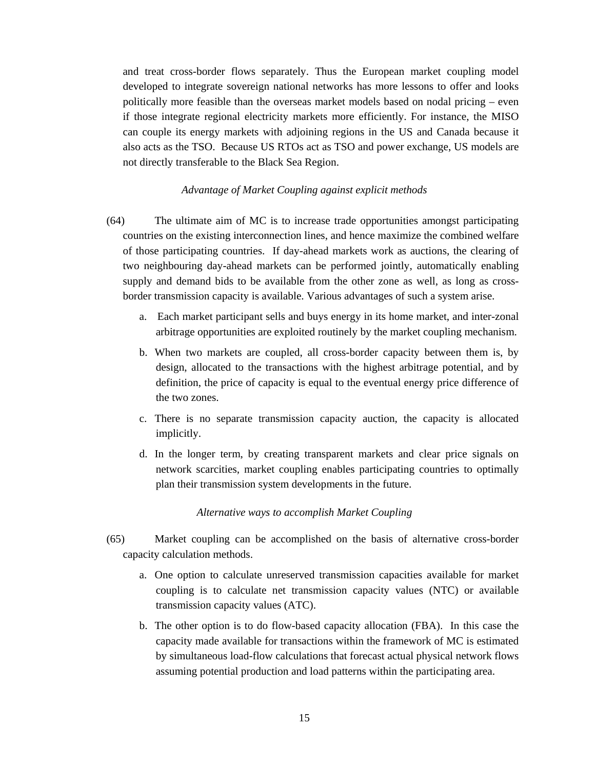and treat cross-border flows separately. Thus the European market coupling model developed to integrate sovereign national networks has more lessons to offer and looks politically more feasible than the overseas market models based on nodal pricing – even if those integrate regional electricity markets more efficiently. For instance, the MISO can couple its energy markets with adjoining regions in the US and Canada because it also acts as the TSO. Because US RTOs act as TSO and power exchange, US models are not directly transferable to the Black Sea Region.

*Advantage of Market Coupling against explicit methods*

(64) The ultimate aim of MC is to increase trade opportunities amongst participating countries on the existing interconnection lines, and hence maximize the combined welfare of those participating countries. If day-ahead markets work as auctions, the clearing of two neighbouring day-ahead markets can be performed jointly, automatically enabling supply and demand bids to be available from the other zone as well, as long as cross-border transmission capacity is available. Various advantages of such a system arise.

a. Each market participant sells and buys energy in its home market, and inter-zonal arbitrage opportunities are exploited routinely by the market coupling mechanism.

b. When two markets are coupled, all cross-border capacity between them is, by design, allocated to the transactions with the highest arbitrage potential, and by definition, the price of capacity is equal to the eventual energy price difference of the two zones.

c. There is no separate transmission capacity auction, the capacity is allocated implicitly.

d. In the longer term, by creating transparent markets and clear price signals on network scarcities, market coupling enables participating countries to optimally plan their transmission system developments in the future.

*Alternative ways to accomplish Market Coupling*

(65) Market coupling can be accomplished on the basis of alternative cross-border capacity calculation methods.

a. One option to calculate unreserved transmission capacities available for market coupling is to calculate net transmission capacity values (NTC) or available transmission capacity values (ATC).

b. The other option is to do flow-based capacity allocation (FBA). In this case the capacity made available for transactions within the framework of MC is estimated by simultaneous load-flow calculations that forecast actual physical network flows assuming potential production and load patterns within the participating area.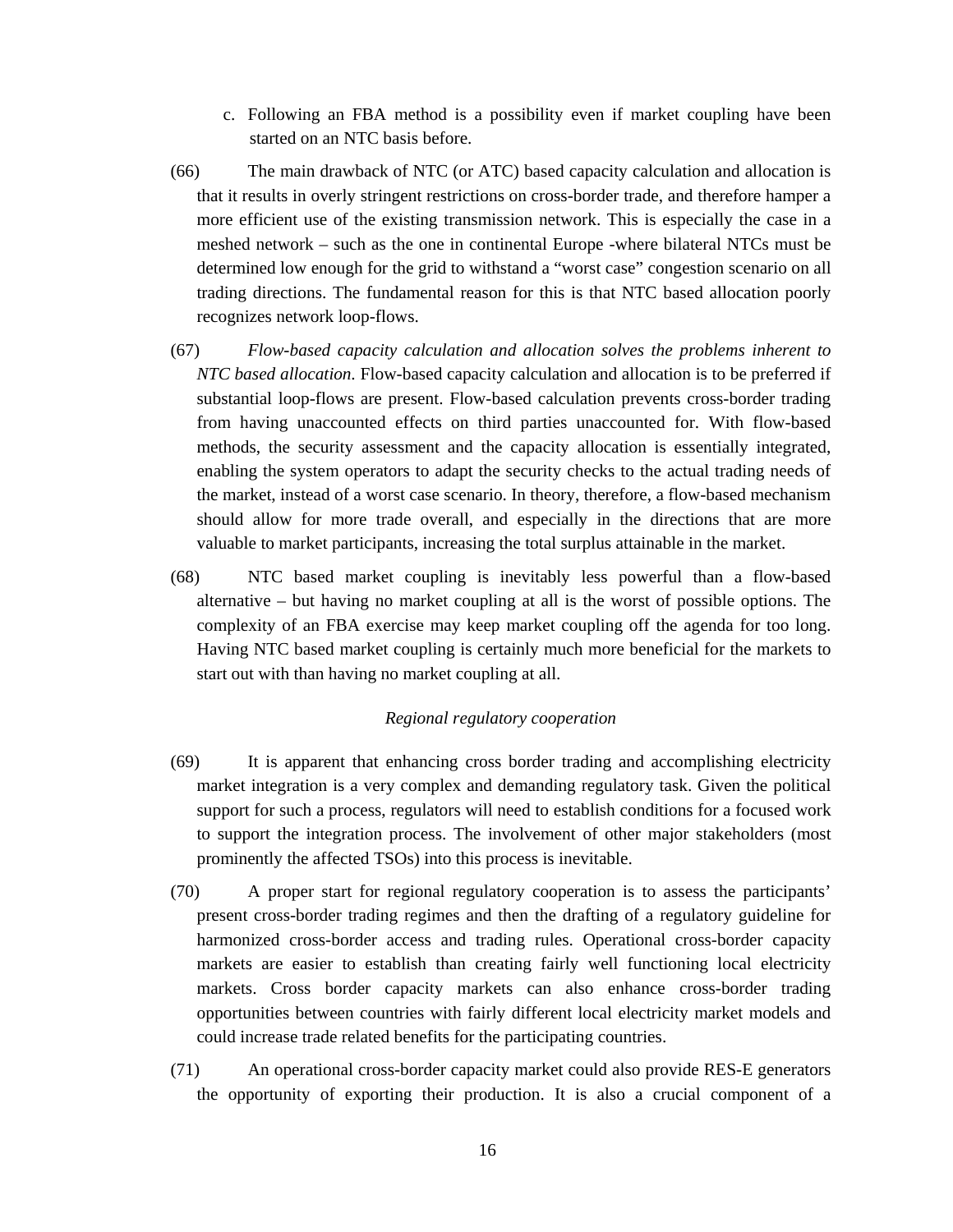c. Following an FBA method is a possibility even if market coupling have been started on an NTC basis before.

(66) The main drawback of NTC (or ATC) based capacity calculation and allocation is that it results in overly stringent restrictions on cross-border trade, and therefore hamper a more efficient use of the existing transmission network. This is especially the case in a meshed network – such as the one in continental Europe -where bilateral NTCs must be determined low enough for the grid to withstand a "worst case" congestion scenario on all trading directions. The fundamental reason for this is that NTC based allocation poorly recognizes network loop-flows.

(67) *Flow-based capacity calculation and allocation solves the problems inherent to NTC based allocation*. Flow-based capacity calculation and allocation is to be preferred if substantial loop-flows are present. Flow-based calculation prevents cross-border trading from having unaccounted effects on third parties unaccounted for. With flow-based methods, the security assessment and the capacity allocation is essentially integrated, enabling the system operators to adapt the security checks to the actual trading needs of the market, instead of a worst case scenario. In theory, therefore, a flow-based mechanism should allow for more trade overall, and especially in the directions that are more valuable to market participants, increasing the total surplus attainable in the market.

(68) NTC based market coupling is inevitably less powerful than a flow-based alternative – but having no market coupling at all is the worst of possible options. The complexity of an FBA exercise may keep market coupling off the agenda for too long. Having NTC based market coupling is certainly much more beneficial for the markets to start out with than having no market coupling at all.

*Regional regulatory cooperation*

(69) It is apparent that enhancing cross border trading and accomplishing electricity market integration is a very complex and demanding regulatory task. Given the political support for such a process, regulators will need to establish conditions for a focused work to support the integration process. The involvement of other major stakeholders (most prominently the affected TSOs) into this process is inevitable.

(70) A proper start for regional regulatory cooperation is to assess the participants' present cross-border trading regimes and then the drafting of a regulatory guideline for harmonized cross-border access and trading rules. Operational cross-border capacity markets are easier to establish than creating fairly well functioning local electricity markets. Cross border capacity markets can also enhance cross-border trading opportunities between countries with fairly different local electricity market models and could increase trade related benefits for the participating countries.

(71) An operational cross-border capacity market could also provide RES-E generators the opportunity of exporting their production. It is also a crucial component of a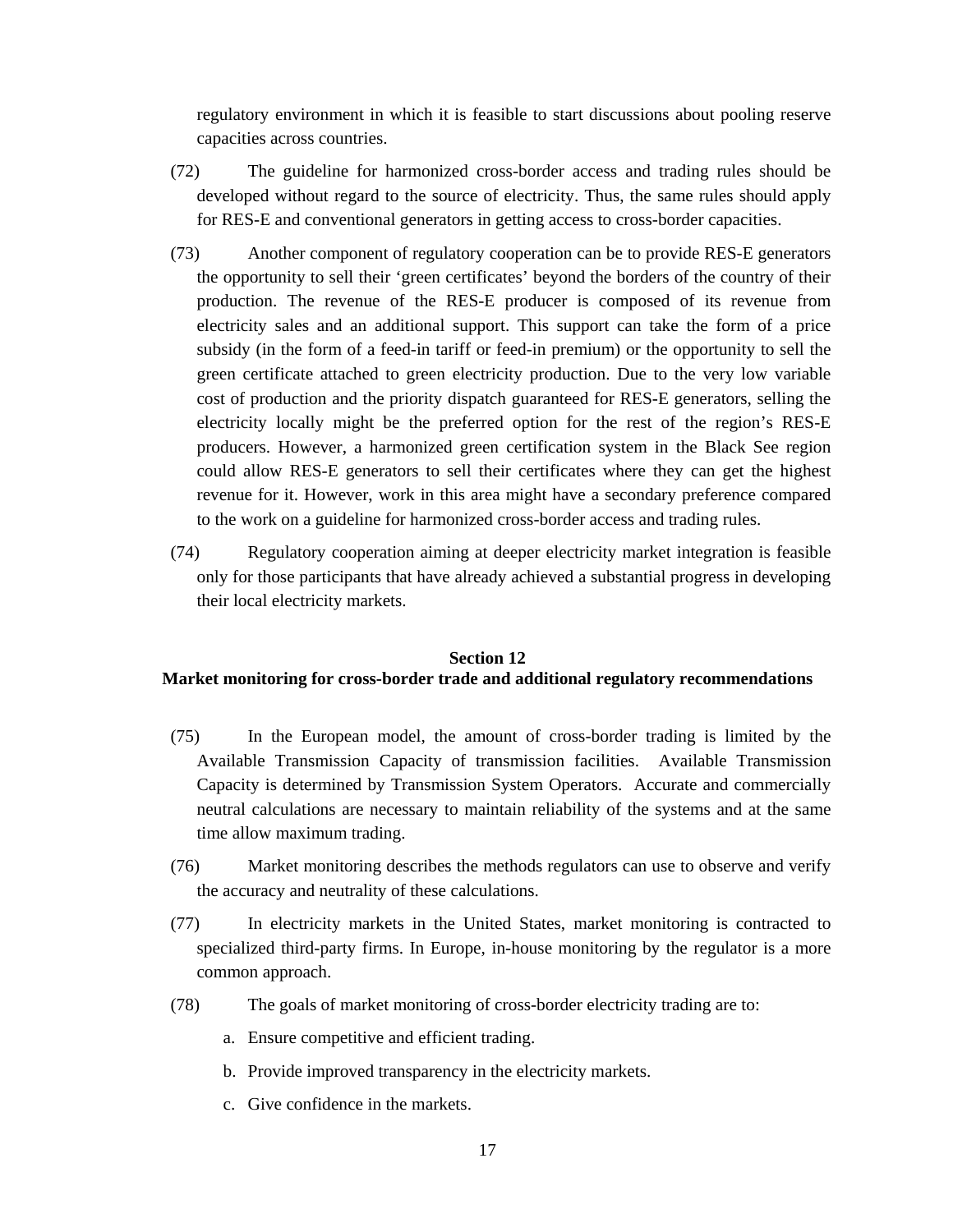regulatory environment in which it is feasible to start discussions about pooling reserve capacities across countries.

(72) The guideline for harmonized cross-border access and trading rules should be developed without regard to the source of electricity. Thus, the same rules should apply for RES-E and conventional generators in getting access to cross-border capacities.

(73) Another component of regulatory cooperation can be to provide RES-E generators the opportunity to sell their 'green certificates' beyond the borders of the country of their production. The revenue of the RES-E producer is composed of its revenue from electricity sales and an additional support. This support can take the form of a price subsidy (in the form of a feed-in tariff or feed-in premium) or the opportunity to sell the green certificate attached to green electricity production. Due to the very low variable cost of production and the priority dispatch guaranteed for RES-E generators, selling the electricity locally might be the preferred option for the rest of the region's RES-E producers. However, a harmonized green certification system in the Black See region could allow RES-E generators to sell their certificates where they can get the highest revenue for it. However, work in this area might have a secondary preference compared to the work on a guideline for harmonized cross-border access and trading rules.

(74) Regulatory cooperation aiming at deeper electricity market integration is feasible only for those participants that have already achieved a substantial progress in developing their local electricity markets.

## Section 12
## Market monitoring for cross-border trade and additional regulatory recommendations

(75) In the European model, the amount of cross-border trading is limited by the Available Transmission Capacity of transmission facilities. Available Transmission Capacity is determined by Transmission System Operators. Accurate and commercially neutral calculations are necessary to maintain reliability of the systems and at the same time allow maximum trading.

(76) Market monitoring describes the methods regulators can use to observe and verify the accuracy and neutrality of these calculations.

(77) In electricity markets in the United States, market monitoring is contracted to specialized third-party firms. In Europe, in-house monitoring by the regulator is a more common approach.

(78) The goals of market monitoring of cross-border electricity trading are to:

a. Ensure competitive and efficient trading.

b. Provide improved transparency in the electricity markets.

c. Give confidence in the markets.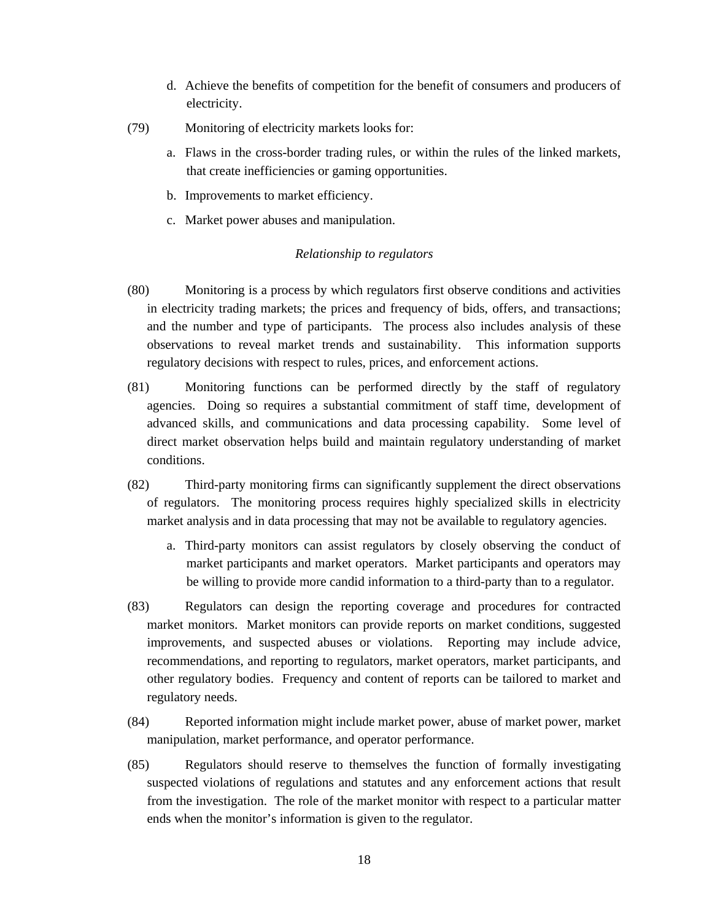d. Achieve the benefits of competition for the benefit of consumers and producers of electricity.

(79) Monitoring of electricity markets looks for:

   a. Flaws in the cross-border trading rules, or within the rules of the linked markets, that create inefficiencies or gaming opportunities.

   b. Improvements to market efficiency.

   c. Market power abuses and manipulation.

*Relationship to regulators*

(80) Monitoring is a process by which regulators first observe conditions and activities in electricity trading markets; the prices and frequency of bids, offers, and transactions; and the number and type of participants. The process also includes analysis of these observations to reveal market trends and sustainability. This information supports regulatory decisions with respect to rules, prices, and enforcement actions.

(81) Monitoring functions can be performed directly by the staff of regulatory agencies. Doing so requires a substantial commitment of staff time, development of advanced skills, and communications and data processing capability. Some level of direct market observation helps build and maintain regulatory understanding of market conditions.

(82) Third-party monitoring firms can significantly supplement the direct observations of regulators. The monitoring process requires highly specialized skills in electricity market analysis and in data processing that may not be available to regulatory agencies.

   a. Third-party monitors can assist regulators by closely observing the conduct of market participants and market operators. Market participants and operators may be willing to provide more candid information to a third-party than to a regulator.

(83) Regulators can design the reporting coverage and procedures for contracted market monitors. Market monitors can provide reports on market conditions, suggested improvements, and suspected abuses or violations. Reporting may include advice, recommendations, and reporting to regulators, market operators, market participants, and other regulatory bodies. Frequency and content of reports can be tailored to market and regulatory needs.

(84) Reported information might include market power, abuse of market power, market manipulation, market performance, and operator performance.

(85) Regulators should reserve to themselves the function of formally investigating suspected violations of regulations and statutes and any enforcement actions that result from the investigation. The role of the market monitor with respect to a particular matter ends when the monitor's information is given to the regulator.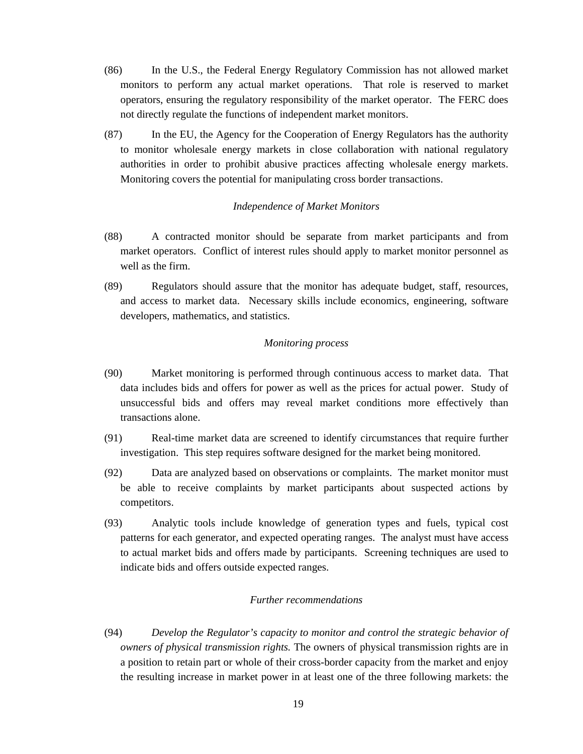(86) In the U.S., the Federal Energy Regulatory Commission has not allowed market monitors to perform any actual market operations. That role is reserved to market operators, ensuring the regulatory responsibility of the market operator. The FERC does not directly regulate the functions of independent market monitors.

(87) In the EU, the Agency for the Cooperation of Energy Regulators has the authority to monitor wholesale energy markets in close collaboration with national regulatory authorities in order to prohibit abusive practices affecting wholesale energy markets. Monitoring covers the potential for manipulating cross border transactions.

*Independence of Market Monitors*

(88) A contracted monitor should be separate from market participants and from market operators. Conflict of interest rules should apply to market monitor personnel as well as the firm.

(89) Regulators should assure that the monitor has adequate budget, staff, resources, and access to market data. Necessary skills include economics, engineering, software developers, mathematics, and statistics.

*Monitoring process*

(90) Market monitoring is performed through continuous access to market data. That data includes bids and offers for power as well as the prices for actual power. Study of unsuccessful bids and offers may reveal market conditions more effectively than transactions alone.

(91) Real-time market data are screened to identify circumstances that require further investigation. This step requires software designed for the market being monitored.

(92) Data are analyzed based on observations or complaints. The market monitor must be able to receive complaints by market participants about suspected actions by competitors.

(93) Analytic tools include knowledge of generation types and fuels, typical cost patterns for each generator, and expected operating ranges. The analyst must have access to actual market bids and offers made by participants. Screening techniques are used to indicate bids and offers outside expected ranges.

*Further recommendations*

(94) *Develop the Regulator's capacity to monitor and control the strategic behavior of owners of physical transmission rights.* The owners of physical transmission rights are in a position to retain part or whole of their cross-border capacity from the market and enjoy the resulting increase in market power in at least one of the three following markets: the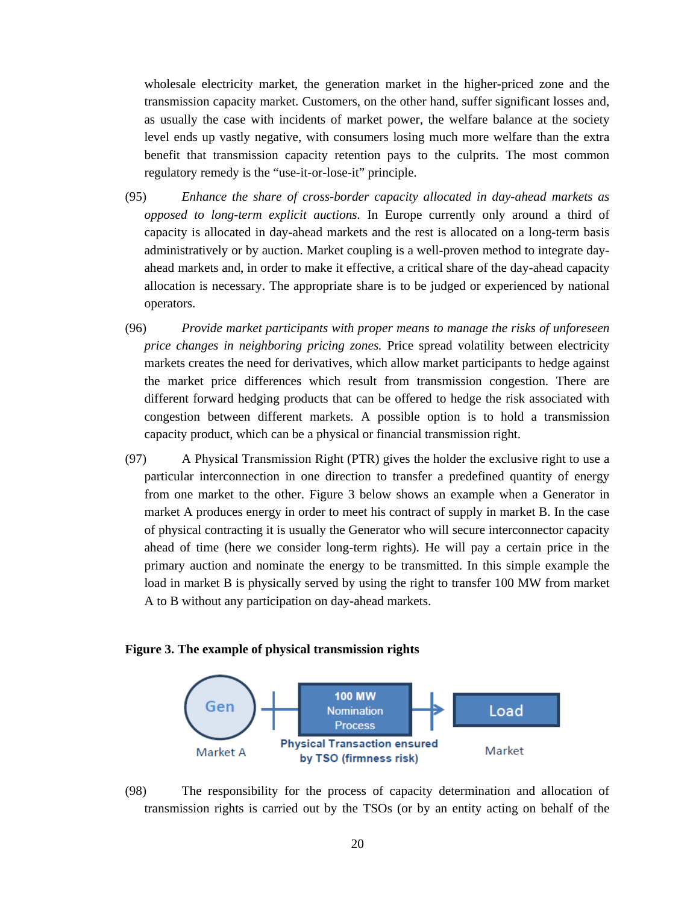wholesale electricity market, the generation market in the higher-priced zone and the transmission capacity market. Customers, on the other hand, suffer significant losses and, as usually the case with incidents of market power, the welfare balance at the society level ends up vastly negative, with consumers losing much more welfare than the extra benefit that transmission capacity retention pays to the culprits. The most common regulatory remedy is the "use-it-or-lose-it" principle.

(95) *Enhance the share of cross-border capacity allocated in day-ahead markets as opposed to long-term explicit auctions.* In Europe currently only around a third of capacity is allocated in day-ahead markets and the rest is allocated on a long-term basis administratively or by auction. Market coupling is a well-proven method to integrate day-ahead markets and, in order to make it effective, a critical share of the day-ahead capacity allocation is necessary. The appropriate share is to be judged or experienced by national operators.

(96) *Provide market participants with proper means to manage the risks of unforeseen price changes in neighboring pricing zones.* Price spread volatility between electricity markets creates the need for derivatives, which allow market participants to hedge against the market price differences which result from transmission congestion. There are different forward hedging products that can be offered to hedge the risk associated with congestion between different markets. A possible option is to hold a transmission capacity product, which can be a physical or financial transmission right.

(97) A Physical Transmission Right (PTR) gives the holder the exclusive right to use a particular interconnection in one direction to transfer a predefined quantity of energy from one market to the other. Figure 3 below shows an example when a Generator in market A produces energy in order to meet his contract of supply in market B. In the case of physical contracting it is usually the Generator who will secure interconnector capacity ahead of time (here we consider long-term rights). He will pay a certain price in the primary auction and nominate the energy to be transmitted. In this simple example the load in market B is physically served by using the right to transfer 100 MW from market A to B without any participation on day-ahead markets.

**Figure 3. The example of physical transmission rights**

Gen — Market A | 100 MW Nomination Process — Physical Transaction ensured by TSO (firmness risk) | Load — Market

(98) The responsibility for the process of capacity determination and allocation of transmission rights is carried out by the TSOs (or by an entity acting on behalf of the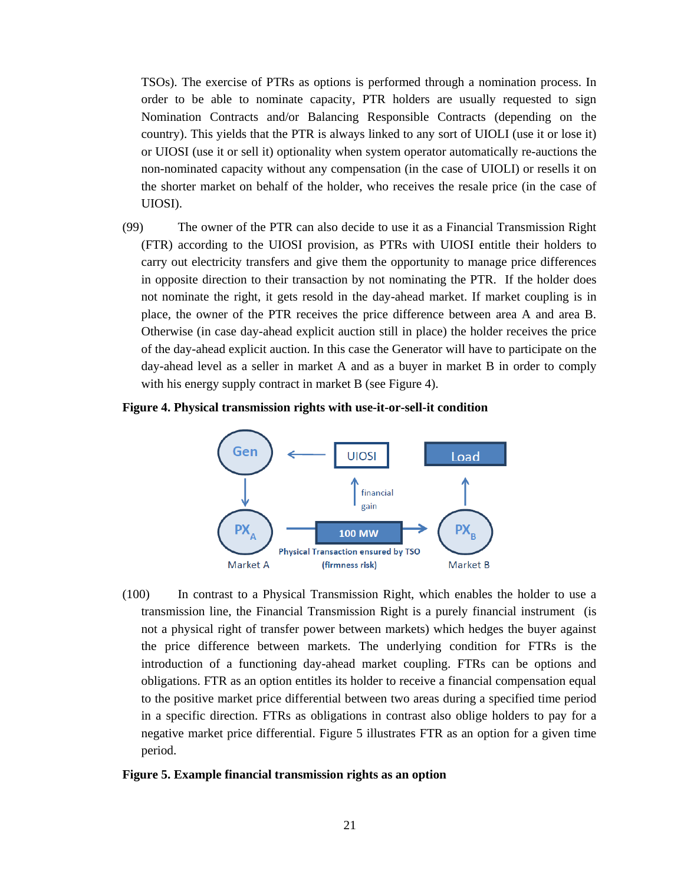TSOs). The exercise of PTRs as options is performed through a nomination process. In order to be able to nominate capacity, PTR holders are usually requested to sign Nomination Contracts and/or Balancing Responsible Contracts (depending on the country). This yields that the PTR is always linked to any sort of UIOLI (use it or lose it) or UIOSI (use it or sell it) optionality when system operator automatically re-auctions the non-nominated capacity without any compensation (in the case of UIOLI) or resells it on the shorter market on behalf of the holder, who receives the resale price (in the case of UIOSI).

(99) The owner of the PTR can also decide to use it as a Financial Transmission Right (FTR) according to the UIOSI provision, as PTRs with UIOSI entitle their holders to carry out electricity transfers and give them the opportunity to manage price differences in opposite direction to their transaction by not nominating the PTR. If the holder does not nominate the right, it gets resold in the day-ahead market. If market coupling is in place, the owner of the PTR receives the price difference between area A and area B. Otherwise (in case day-ahead explicit auction still in place) the holder receives the price of the day-ahead explicit auction. In this case the Generator will have to participate on the day-ahead level as a seller in market A and as a buyer in market B in order to comply with his energy supply contract in market B (see Figure 4).

**Figure 4. Physical transmission rights with use-it-or-sell-it condition**

(100) In contrast to a Physical Transmission Right, which enables the holder to use a transmission line, the Financial Transmission Right is a purely financial instrument (is not a physical right of transfer power between markets) which hedges the buyer against the price difference between markets. The underlying condition for FTRs is the introduction of a functioning day-ahead market coupling. FTRs can be options and obligations. FTR as an option entitles its holder to receive a financial compensation equal to the positive market price differential between two areas during a specified time period in a specific direction. FTRs as obligations in contrast also oblige holders to pay for a negative market price differential. Figure 5 illustrates FTR as an option for a given time period.

**Figure 5. Example financial transmission rights as an option**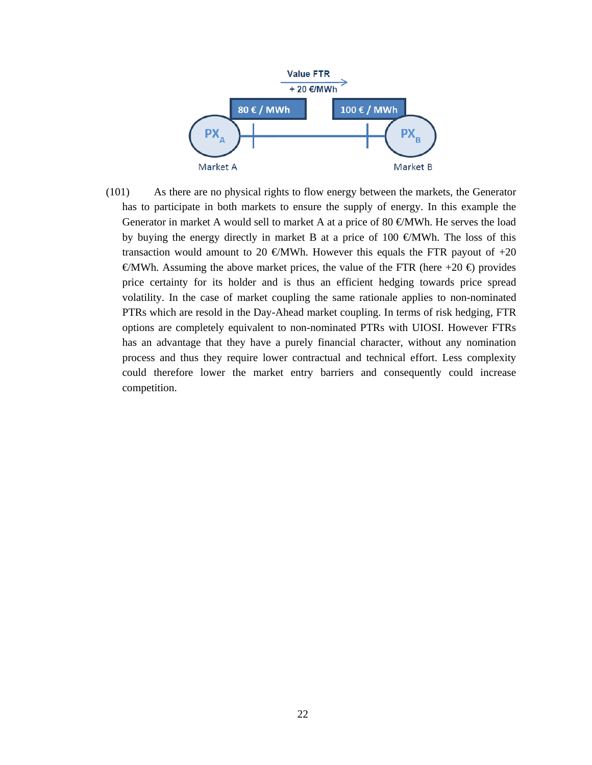Value FTR

+ 20 €/MWh

80 € / MWh

100 € / MWh

PX A

PX B

Market A

Market B

(101) As there are no physical rights to flow energy between the markets, the Generator has to participate in both markets to ensure the supply of energy. In this example the Generator in market A would sell to market A at a price of 80 €/MWh. He serves the load by buying the energy directly in market B at a price of 100 €/MWh. The loss of this transaction would amount to 20 €/MWh. However this equals the FTR payout of +20 €/MWh. Assuming the above market prices, the value of the FTR (here +20 €) provides price certainty for its holder and is thus an efficient hedging towards price spread volatility. In the case of market coupling the same rationale applies to non-nominated PTRs which are resold in the Day-Ahead market coupling. In terms of risk hedging, FTR options are completely equivalent to non-nominated PTRs with UIOSI. However FTRs has an advantage that they have a purely financial character, without any nomination process and thus they require lower contractual and technical effort. Less complexity could therefore lower the market entry barriers and consequently could increase competition.